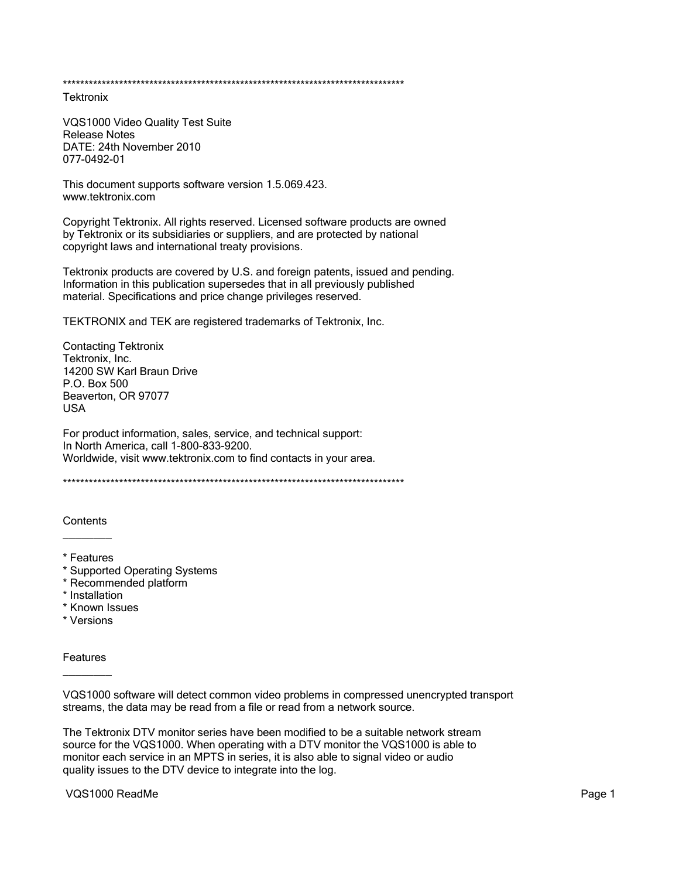********************************************************************************

Tektronix

VQS1000 Video Quality Test Suite
Release Notes
DATE: 24th November 2010
077-0492-01

This document supports software version 1.5.069.423.
www.tektronix.com

Copyright Tektronix. All rights reserved. Licensed software products are owned by Tektronix or its subsidiaries or suppliers, and are protected by national copyright laws and international treaty provisions.

Tektronix products are covered by U.S. and foreign patents, issued and pending. Information in this publication supersedes that in all previously published material. Specifications and price change privileges reserved.

TEKTRONIX and TEK are registered trademarks of Tektronix, Inc.

Contacting Tektronix
Tektronix, Inc.
14200 SW Karl Braun Drive
P.O. Box 500
Beaverton, OR 97077
USA

For product information, sales, service, and technical support:
In North America, call 1-800-833-9200.
Worldwide, visit www.tektronix.com to find contacts in your area.

********************************************************************************

## Contents

* Features
* Supported Operating Systems
* Recommended platform
* Installation
* Known Issues
* Versions

## Features

VQS1000 software will detect common video problems in compressed unencrypted transport streams, the data may be read from a file or read from a network source.

The Tektronix DTV monitor series have been modified to be a suitable network stream source for the VQS1000. When operating with a DTV monitor the VQS1000 is able to monitor each service in an MPTS in series, it is also able to signal video or audio quality issues to the DTV device to integrate into the log.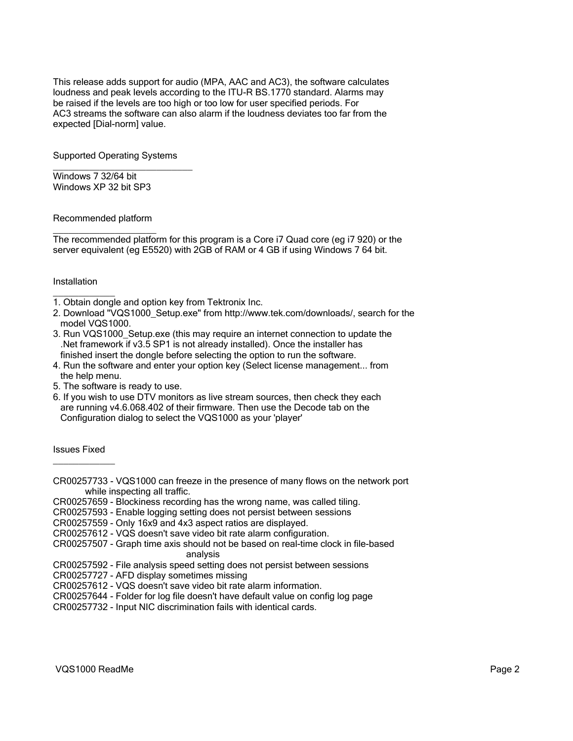This release adds support for audio (MPA, AAC and AC3), the software calculates loudness and peak levels according to the ITU-R BS.1770 standard. Alarms may be raised if the levels are too high or too low for user specified periods. For AC3 streams the software can also alarm if the loudness deviates too far from the expected [Dial-norm] value.

## Supported Operating Systems

Windows 7 32/64 bit
Windows XP 32 bit SP3

## Recommended platform

The recommended platform for this program is a Core i7 Quad core (eg i7 920) or the server equivalent (eg E5520) with 2GB of RAM or 4 GB if using Windows 7 64 bit.

## Installation

1. Obtain dongle and option key from Tektronix Inc.
2. Download "VQS1000_Setup.exe" from http://www.tek.com/downloads/, search for the model VQS1000.
3. Run VQS1000_Setup.exe (this may require an internet connection to update the .Net framework if v3.5 SP1 is not already installed). Once the installer has finished insert the dongle before selecting the option to run the software.
4. Run the software and enter your option key (Select license management... from the help menu.
5. The software is ready to use.
6. If you wish to use DTV monitors as live stream sources, then check they each are running v4.6.068.402 of their firmware. Then use the Decode tab on the Configuration dialog to select the VQS1000 as your 'player'

## Issues Fixed

CR00257733 - VQS1000 can freeze in the presence of many flows on the network port while inspecting all traffic.
CR00257659 - Blockiness recording has the wrong name, was called tiling.
CR00257593 - Enable logging setting does not persist between sessions
CR00257559 - Only 16x9 and 4x3 aspect ratios are displayed.
CR00257612 - VQS doesn't save video bit rate alarm configuration.
CR00257507 - Graph time axis should not be based on real-time clock in file-based analysis
CR00257592 - File analysis speed setting does not persist between sessions
CR00257727 - AFD display sometimes missing
CR00257612 - VQS doesn't save video bit rate alarm information.
CR00257644 - Folder for log file doesn't have default value on config log page
CR00257732 - Input NIC discrimination fails with identical cards.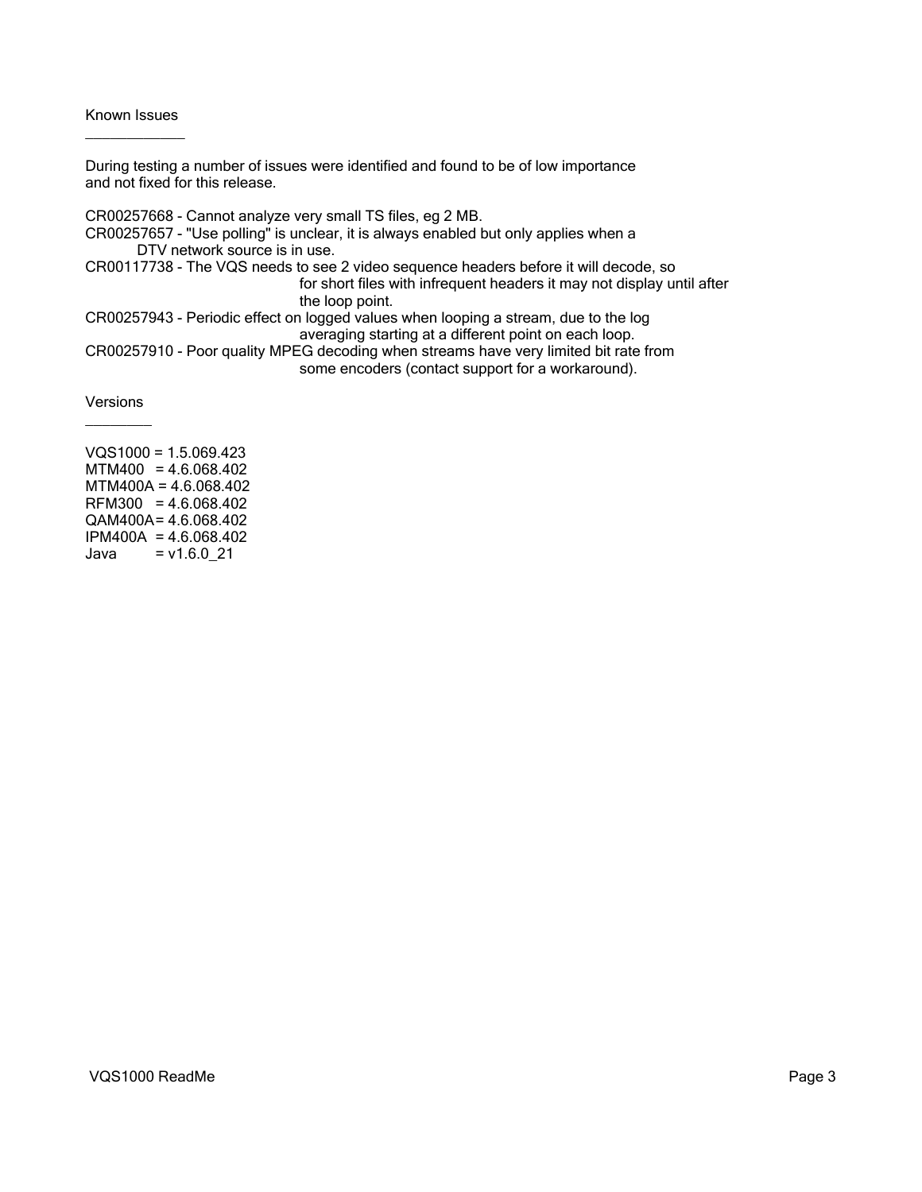## Known Issues

During testing a number of issues were identified and found to be of low importance and not fixed for this release.

CR00257668 - Cannot analyze very small TS files, eg 2 MB.
CR00257657 - "Use polling" is unclear, it is always enabled but only applies when a DTV network source is in use.
CR00117738 - The VQS needs to see 2 video sequence headers before it will decode, so for short files with infrequent headers it may not display until after the loop point.
CR00257943 - Periodic effect on logged values when looping a stream, due to the log averaging starting at a different point on each loop.
CR00257910 - Poor quality MPEG decoding when streams have very limited bit rate from some encoders (contact support for a workaround).

## Versions

```
VQS1000 = 1.5.069.423
MTM400  = 4.6.068.402
MTM400A = 4.6.068.402
RFM300  = 4.6.068.402
QAM400A = 4.6.068.402
IPM400A = 4.6.068.402
Java    = v1.6.0_21
```